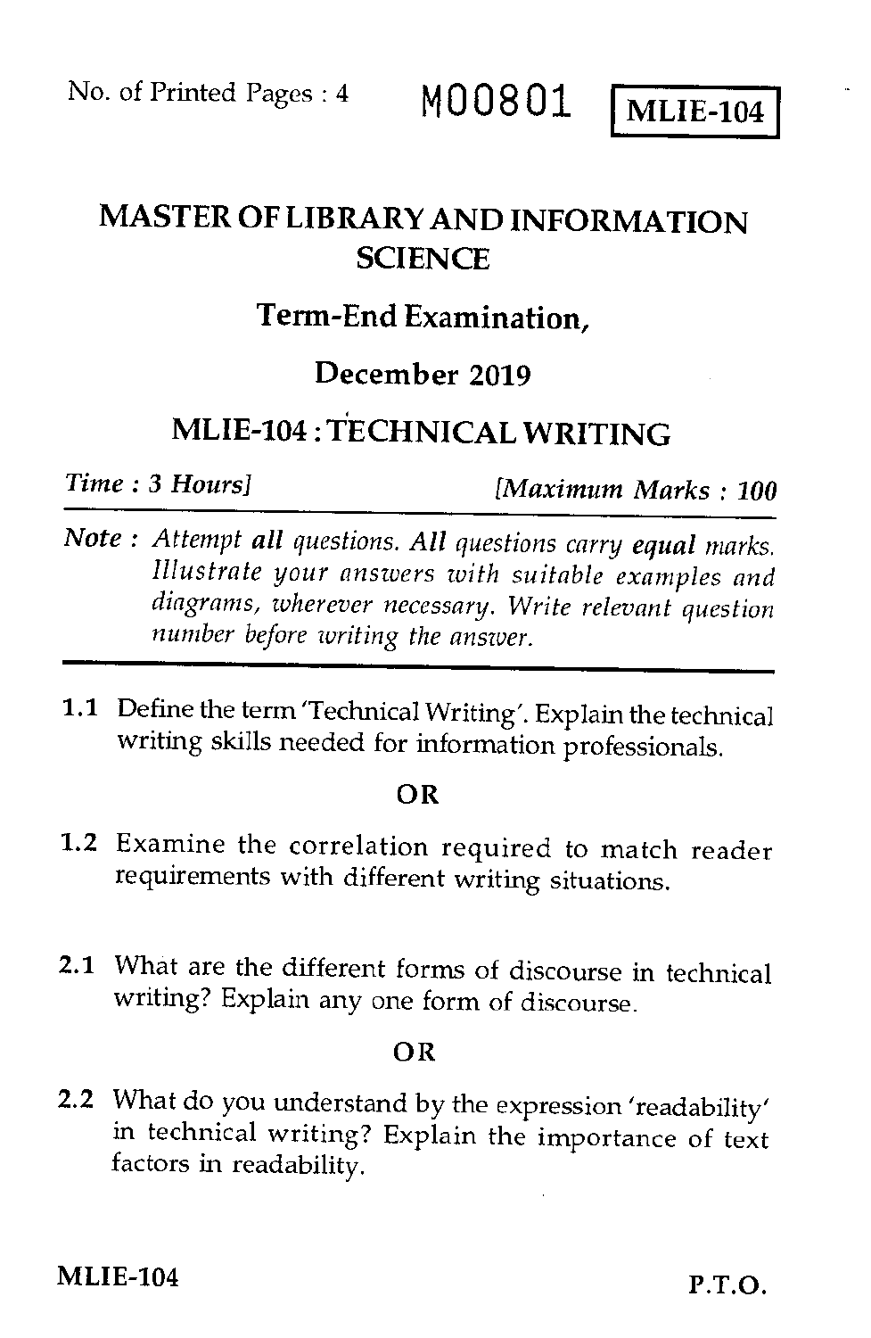No. of Printed Pages : 4 **M00801** **MLIE-104**

# MASTER OF LIBRARY AND INFORMATION SCIENCE

## Term-End Examination,

## December 2019

## MLIE-104 : TECHNICAL WRITING

*Time : 3 Hours]* *[Maximum Marks : 100*

*Note : Attempt **all** questions. All questions carry **equal** marks. Illustrate your answers with suitable examples and diagrams, wherever necessary. Write relevant question number before writing the answer.*

---

**1.1** Define the term 'Technical Writing'. Explain the technical writing skills needed for information professionals.

**OR**

**1.2** Examine the correlation required to match reader requirements with different writing situations.

**2.1** What are the different forms of discourse in technical writing? Explain any one form of discourse.

**OR**

**2.2** What do you understand by the expression 'readability' in technical writing? Explain the importance of text factors in readability.

MLIE-104 P.T.O.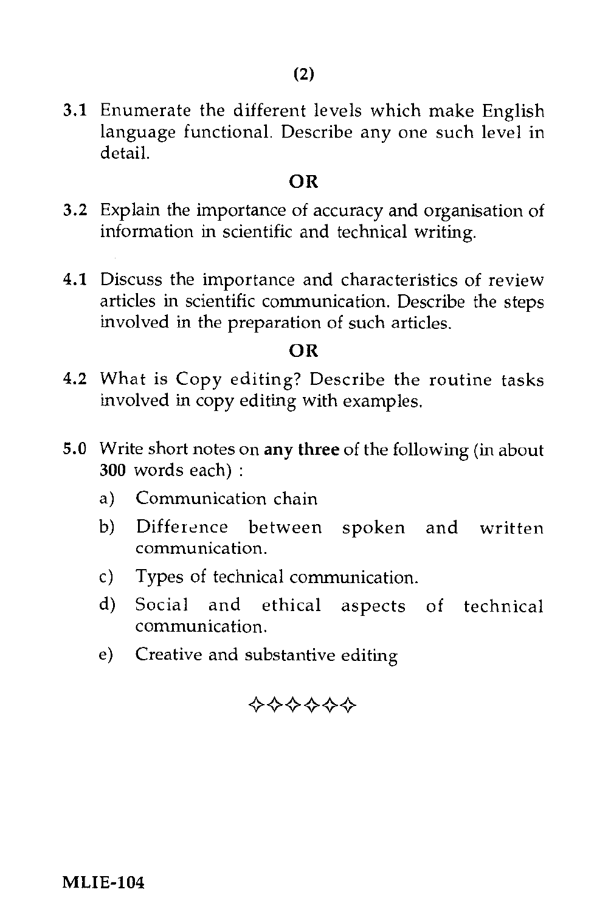3.1 Enumerate the different levels which make English language functional. Describe any one such level in detail.

**OR**

3.2 Explain the importance of accuracy and organisation of information in scientific and technical writing.

4.1 Discuss the importance and characteristics of review articles in scientific communication. Describe the steps involved in the preparation of such articles.

**OR**

4.2 What is Copy editing? Describe the routine tasks involved in copy editing with examples.

5.0 Write short notes on **any three** of the following (in about **300** words each) :

a) Communication chain

b) Difference between spoken and written communication.

c) Types of technical communication.

d) Social and ethical aspects of technical communication.

e) Creative and substantive editing

✧✧✧✧✧✧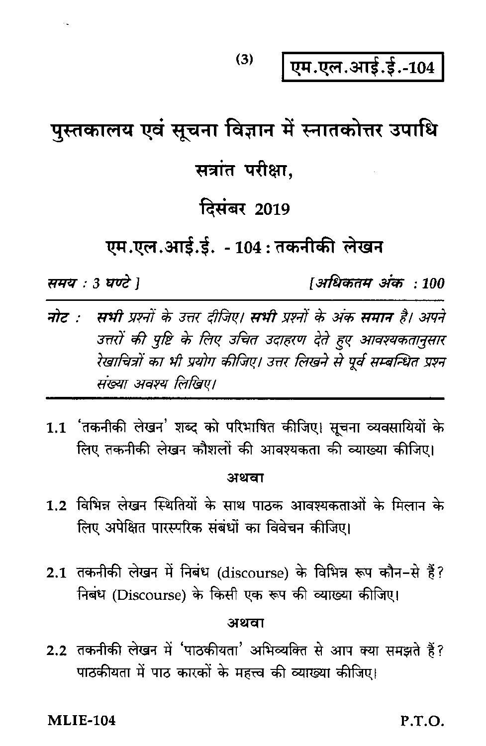**एम.एल.आई.ई.-104**

# पुस्तकालय एवं सूचना विज्ञान में स्नातकोत्तर उपाधि

## सत्रांत परीक्षा,

## दिसंबर 2019

## एम.एल.आई.ई. - 104 : तकनीकी लेखन

*समय : 3 घण्टे* ] [*अधिकतम अंक : 100*

***नोट :*** *सभी प्रश्नों के उत्तर दीजिए। **सभी** प्रश्नों के अंक **समान** है। अपने उत्तरों की पुष्टि के लिए उचित उदाहरण देते हुए आवश्यकतानुसार रेखाचित्रों का भी प्रयोग कीजिए। उत्तर लिखने से पूर्व सम्बन्धित प्रश्न संख्या अवश्य लिखिए।*

---

1.1 'तकनीकी लेखन' शब्द को परिभाषित कीजिए। सूचना व्यवसायियों के लिए तकनीकी लेखन कौशलों की आवश्यकता की व्याख्या कीजिए।

**अथवा**

1.2 विभिन्न लेखन स्थितियों के साथ पाठक आवश्यकताओं के मिलान के लिए अपेक्षित पारस्परिक संबंधों का विवेचन कीजिए।

2.1 तकनीकी लेखन में निबंध (discourse) के विभिन्न रूप कौन-से हैं? निबंध (Discourse) के किसी एक रूप की व्याख्या कीजिए।

**अथवा**

2.2 तकनीकी लेखन में 'पाठकीयता' अभिव्यक्ति से आप क्या समझते हैं? पाठकीयता में पाठ कारकों के महत्त्व की व्याख्या कीजिए।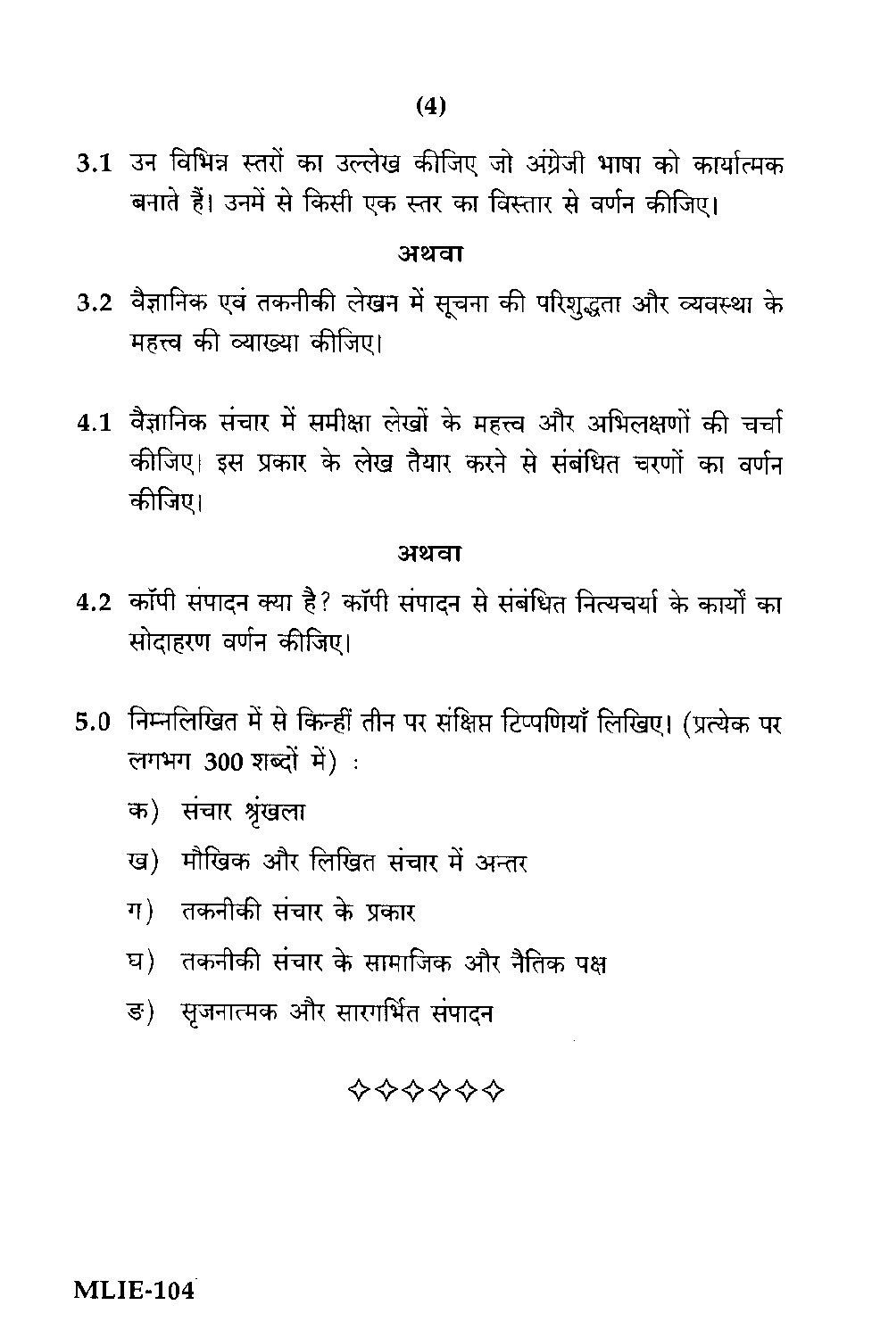3.1 उन विभिन्न स्तरों का उल्लेख कीजिए जो अंग्रेजी भाषा को कार्यात्मक बनाते हैं। उनमें से किसी एक स्तर का विस्तार से वर्णन कीजिए।

**अथवा**

3.2 वैज्ञानिक एवं तकनीकी लेखन में सूचना की परिशुद्धता और व्यवस्था के महत्त्व की व्याख्या कीजिए।

4.1 वैज्ञानिक संचार में समीक्षा लेखों के महत्त्व और अभिलक्षणों की चर्चा कीजिए। इस प्रकार के लेख तैयार करने से संबंधित चरणों का वर्णन कीजिए।

**अथवा**

4.2 कॉपी संपादन क्या है? कॉपी संपादन से संबंधित नित्यचर्या के कार्यों का सोदाहरण वर्णन कीजिए।

5.0 निम्नलिखित में से किन्हीं तीन पर संक्षिप्त टिप्पणियाँ लिखिए। (प्रत्येक पर लगभग 300 शब्दों में) :

क) संचार श्रृंखला

ख) मौखिक और लिखित संचार में अन्तर

ग) तकनीकी संचार के प्रकार

घ) तकनीकी संचार के सामाजिक और नैतिक पक्ष

ङ) सृजनात्मक और सारगर्भित संपादन

✧✧✧✧✧✧